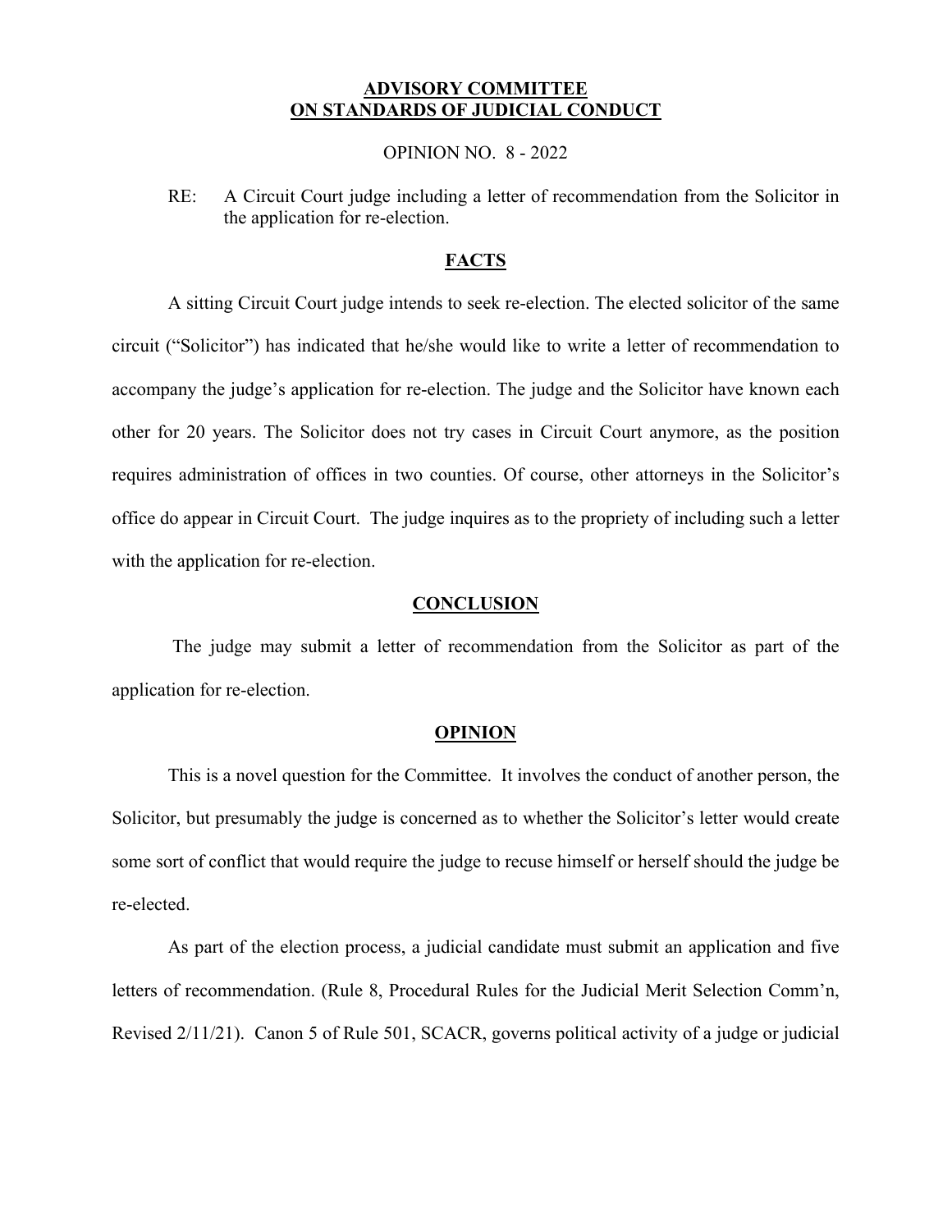# ADVISORY COMMITTEE ON STANDARDS OF JUDICIAL CONDUCT

OPINION NO. 8 - 2022

RE: A Circuit Court judge including a letter of recommendation from the Solicitor in the application for re-election.

## FACTS

A sitting Circuit Court judge intends to seek re-election. The elected solicitor of the same circuit ("Solicitor") has indicated that he/she would like to write a letter of recommendation to accompany the judge's application for re-election. The judge and the Solicitor have known each other for 20 years. The Solicitor does not try cases in Circuit Court anymore, as the position requires administration of offices in two counties. Of course, other attorneys in the Solicitor's office do appear in Circuit Court. The judge inquires as to the propriety of including such a letter with the application for re-election.

## CONCLUSION

The judge may submit a letter of recommendation from the Solicitor as part of the application for re-election.

## OPINION

This is a novel question for the Committee. It involves the conduct of another person, the Solicitor, but presumably the judge is concerned as to whether the Solicitor's letter would create some sort of conflict that would require the judge to recuse himself or herself should the judge be re-elected.

As part of the election process, a judicial candidate must submit an application and five letters of recommendation. (Rule 8, Procedural Rules for the Judicial Merit Selection Comm'n, Revised 2/11/21). Canon 5 of Rule 501, SCACR, governs political activity of a judge or judicial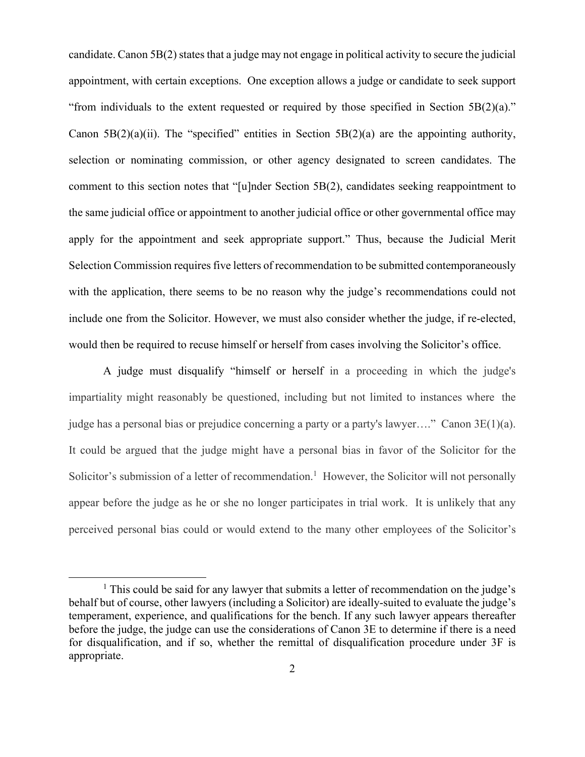candidate. Canon 5B(2) states that a judge may not engage in political activity to secure the judicial appointment, with certain exceptions. One exception allows a judge or candidate to seek support "from individuals to the extent requested or required by those specified in Section 5B(2)(a)." Canon 5B(2)(a)(ii). The "specified" entities in Section 5B(2)(a) are the appointing authority, selection or nominating commission, or other agency designated to screen candidates. The comment to this section notes that "[u]nder Section 5B(2), candidates seeking reappointment to the same judicial office or appointment to another judicial office or other governmental office may apply for the appointment and seek appropriate support." Thus, because the Judicial Merit Selection Commission requires five letters of recommendation to be submitted contemporaneously with the application, there seems to be no reason why the judge's recommendations could not include one from the Solicitor. However, we must also consider whether the judge, if re-elected, would then be required to recuse himself or herself from cases involving the Solicitor's office.

A judge must disqualify "himself or herself in a proceeding in which the judge's impartiality might reasonably be questioned, including but not limited to instances where the judge has a personal bias or prejudice concerning a party or a party's lawyer…." Canon 3E(1)(a). It could be argued that the judge might have a personal bias in favor of the Solicitor for the Solicitor's submission of a letter of recommendation.[1] However, the Solicitor will not personally appear before the judge as he or she no longer participates in trial work. It is unlikely that any perceived personal bias could or would extend to the many other employees of the Solicitor's

[1] This could be said for any lawyer that submits a letter of recommendation on the judge's behalf but of course, other lawyers (including a Solicitor) are ideally-suited to evaluate the judge's temperament, experience, and qualifications for the bench. If any such lawyer appears thereafter before the judge, the judge can use the considerations of Canon 3E to determine if there is a need for disqualification, and if so, whether the remittal of disqualification procedure under 3F is appropriate.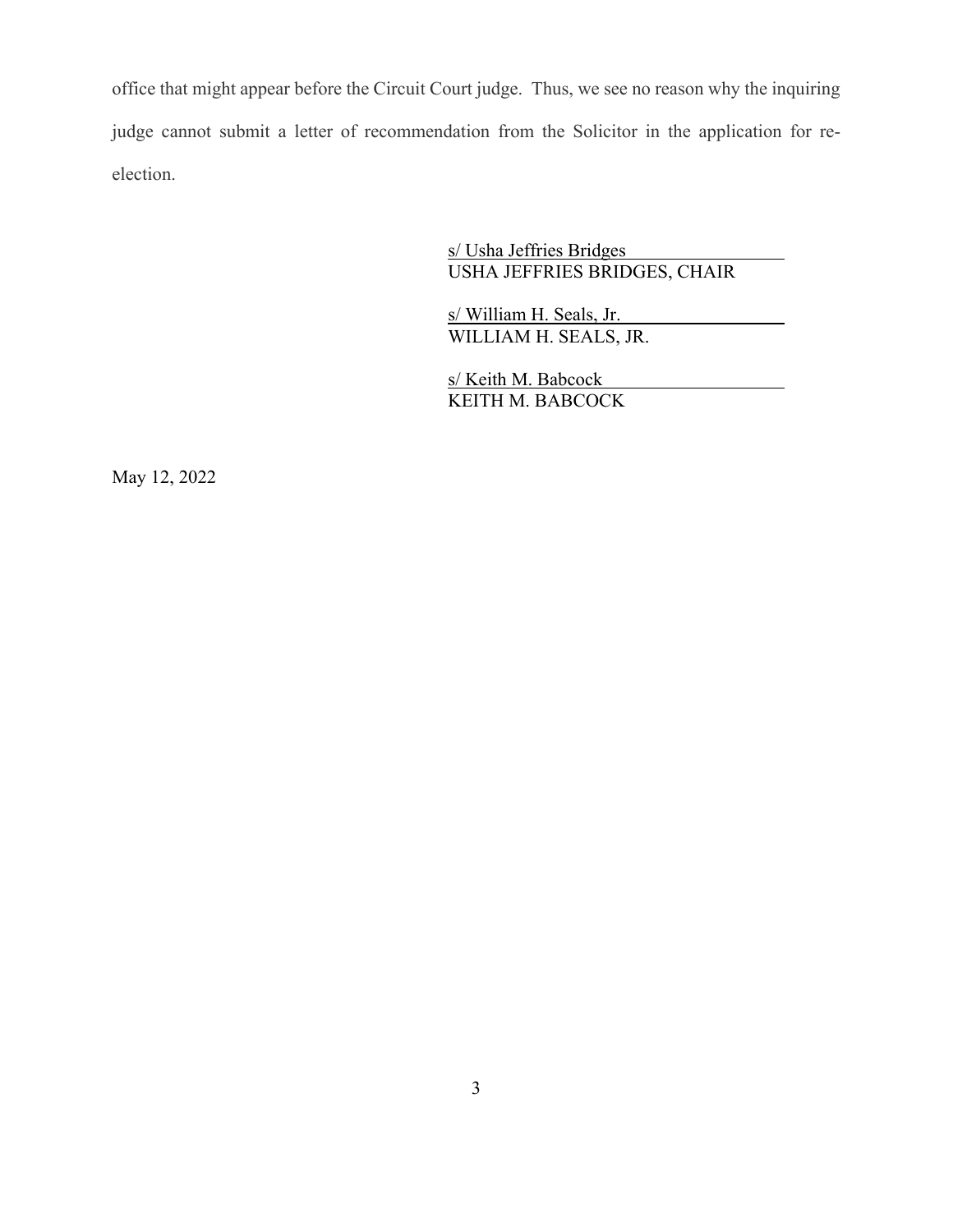office that might appear before the Circuit Court judge. Thus, we see no reason why the inquiring judge cannot submit a letter of recommendation from the Solicitor in the application for re-election.

s/ Usha Jeffries Bridges
USHA JEFFRIES BRIDGES, CHAIR

s/ William H. Seals, Jr.
WILLIAM H. SEALS, JR.

s/ Keith M. Babcock
KEITH M. BABCOCK

May 12, 2022